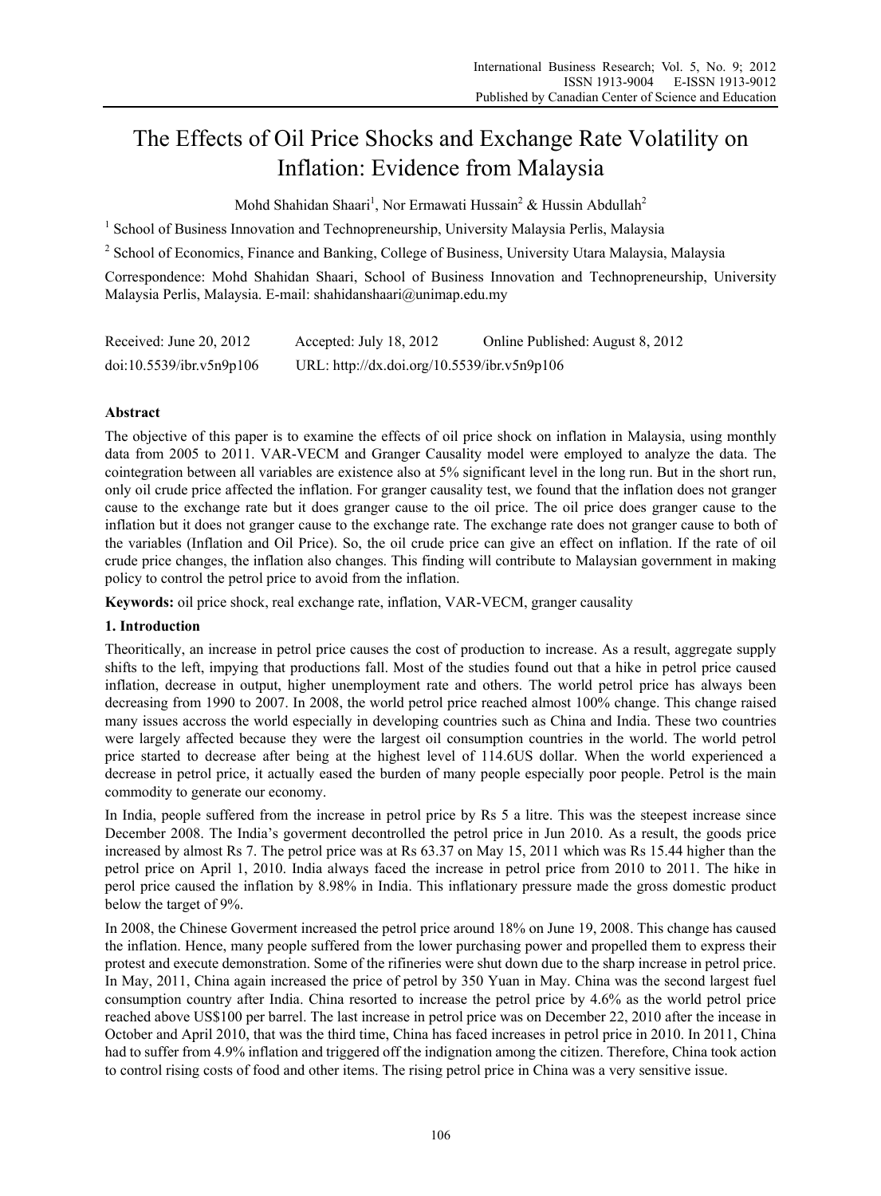# The Effects of Oil Price Shocks and Exchange Rate Volatility on Inflation: Evidence from Malaysia

Mohd Shahidan Shaari[1], Nor Ermawati Hussain[2] & Hussin Abdullah[2]

[1] School of Business Innovation and Technopreneurship, University Malaysia Perlis, Malaysia

[2] School of Economics, Finance and Banking, College of Business, University Utara Malaysia, Malaysia

Correspondence: Mohd Shahidan Shaari, School of Business Innovation and Technopreneurship, University Malaysia Perlis, Malaysia. E-mail: shahidanshaari@unimap.edu.my

Received: June 20, 2012 Accepted: July 18, 2012 Online Published: August 8, 2012

doi:10.5539/ibr.v5n9p106 URL: http://dx.doi.org/10.5539/ibr.v5n9p106

## Abstract

The objective of this paper is to examine the effects of oil price shock on inflation in Malaysia, using monthly data from 2005 to 2011. VAR-VECM and Granger Causality model were employed to analyze the data. The cointegration between all variables are existence also at 5% significant level in the long run. But in the short run, only oil crude price affected the inflation. For granger causality test, we found that the inflation does not granger cause to the exchange rate but it does granger cause to the oil price. The oil price does granger cause to the inflation but it does not granger cause to the exchange rate. The exchange rate does not granger cause to both of the variables (Inflation and Oil Price). So, the oil crude price can give an effect on inflation. If the rate of oil crude price changes, the inflation also changes. This finding will contribute to Malaysian government in making policy to control the petrol price to avoid from the inflation.

**Keywords:** oil price shock, real exchange rate, inflation, VAR-VECM, granger causality

## 1. Introduction

Theoritically, an increase in petrol price causes the cost of production to increase. As a result, aggregate supply shifts to the left, impying that productions fall. Most of the studies found out that a hike in petrol price caused inflation, decrease in output, higher unemployment rate and others. The world petrol price has always been decreasing from 1990 to 2007. In 2008, the world petrol price reached almost 100% change. This change raised many issues accross the world especially in developing countries such as China and India. These two countries were largely affected because they were the largest oil consumption countries in the world. The world petrol price started to decrease after being at the highest level of 114.6US dollar. When the world experienced a decrease in petrol price, it actually eased the burden of many people especially poor people. Petrol is the main commodity to generate our economy.

In India, people suffered from the increase in petrol price by Rs 5 a litre. This was the steepest increase since December 2008. The India's goverment decontrolled the petrol price in Jun 2010. As a result, the goods price increased by almost Rs 7. The petrol price was at Rs 63.37 on May 15, 2011 which was Rs 15.44 higher than the petrol price on April 1, 2010. India always faced the increase in petrol price from 2010 to 2011. The hike in perol price caused the inflation by 8.98% in India. This inflationary pressure made the gross domestic product below the target of 9%.

In 2008, the Chinese Goverment increased the petrol price around 18% on June 19, 2008. This change has caused the inflation. Hence, many people suffered from the lower purchasing power and propelled them to express their protest and execute demonstration. Some of the rifineries were shut down due to the sharp increase in petrol price. In May, 2011, China again increased the price of petrol by 350 Yuan in May. China was the second largest fuel consumption country after India. China resorted to increase the petrol price by 4.6% as the world petrol price reached above US$100 per barrel. The last increase in petrol price was on December 22, 2010 after the incease in October and April 2010, that was the third time, China has faced increases in petrol price in 2010. In 2011, China had to suffer from 4.9% inflation and triggered off the indignation among the citizen. Therefore, China took action to control rising costs of food and other items. The rising petrol price in China was a very sensitive issue.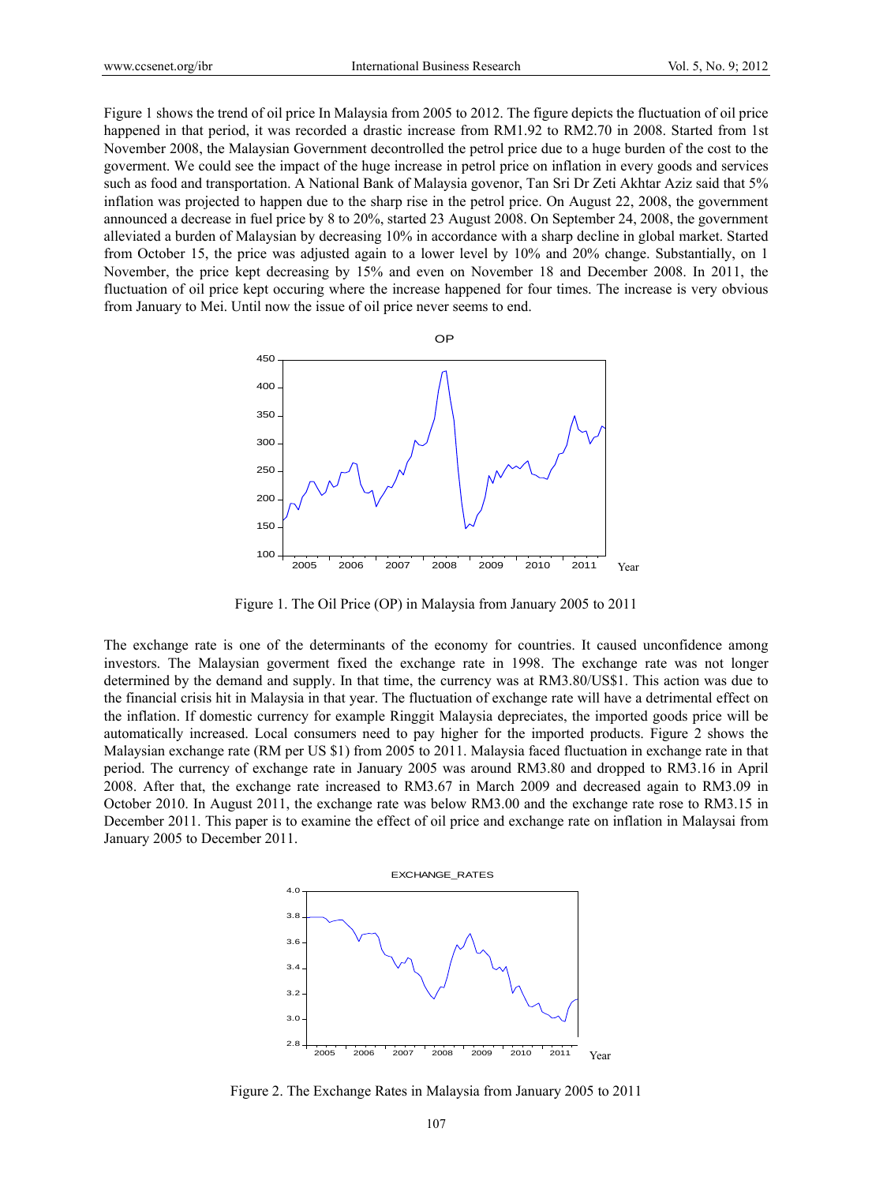Figure 1 shows the trend of oil price In Malaysia from 2005 to 2012. The figure depicts the fluctuation of oil price happened in that period, it was recorded a drastic increase from RM1.92 to RM2.70 in 2008. Started from 1st November 2008, the Malaysian Government decontrolled the petrol price due to a huge burden of the cost to the goverment. We could see the impact of the huge increase in petrol price on inflation in every goods and services such as food and transportation. A National Bank of Malaysia govenor, Tan Sri Dr Zeti Akhtar Aziz said that 5% inflation was projected to happen due to the sharp rise in the petrol price. On August 22, 2008, the government announced a decrease in fuel price by 8 to 20%, started 23 August 2008. On September 24, 2008, the government alleviated a burden of Malaysian by decreasing 10% in accordance with a sharp decline in global market. Started from October 15, the price was adjusted again to a lower level by 10% and 20% change. Substantially, on 1 November, the price kept decreasing by 15% and even on November 18 and December 2008. In 2011, the fluctuation of oil price kept occuring where the increase happened for four times. The increase is very obvious from January to Mei. Until now the issue of oil price never seems to end.

Figure 1. The Oil Price (OP) in Malaysia from January 2005 to 2011

The exchange rate is one of the determinants of the economy for countries. It caused unconfidence among investors. The Malaysian goverment fixed the exchange rate in 1998. The exchange rate was not longer determined by the demand and supply. In that time, the currency was at RM3.80/US$1. This action was due to the financial crisis hit in Malaysia in that year. The fluctuation of exchange rate will have a detrimental effect on the inflation. If domestic currency for example Ringgit Malaysia depreciates, the imported goods price will be automatically increased. Local consumers need to pay higher for the imported products. Figure 2 shows the Malaysian exchange rate (RM per US $1) from 2005 to 2011. Malaysia faced fluctuation in exchange rate in that period. The currency of exchange rate in January 2005 was around RM3.80 and dropped to RM3.16 in April 2008. After that, the exchange rate increased to RM3.67 in March 2009 and decreased again to RM3.09 in October 2010. In August 2011, the exchange rate was below RM3.00 and the exchange rate rose to RM3.15 in December 2011. This paper is to examine the effect of oil price and exchange rate on inflation in Malaysai from January 2005 to December 2011.

Figure 2. The Exchange Rates in Malaysia from January 2005 to 2011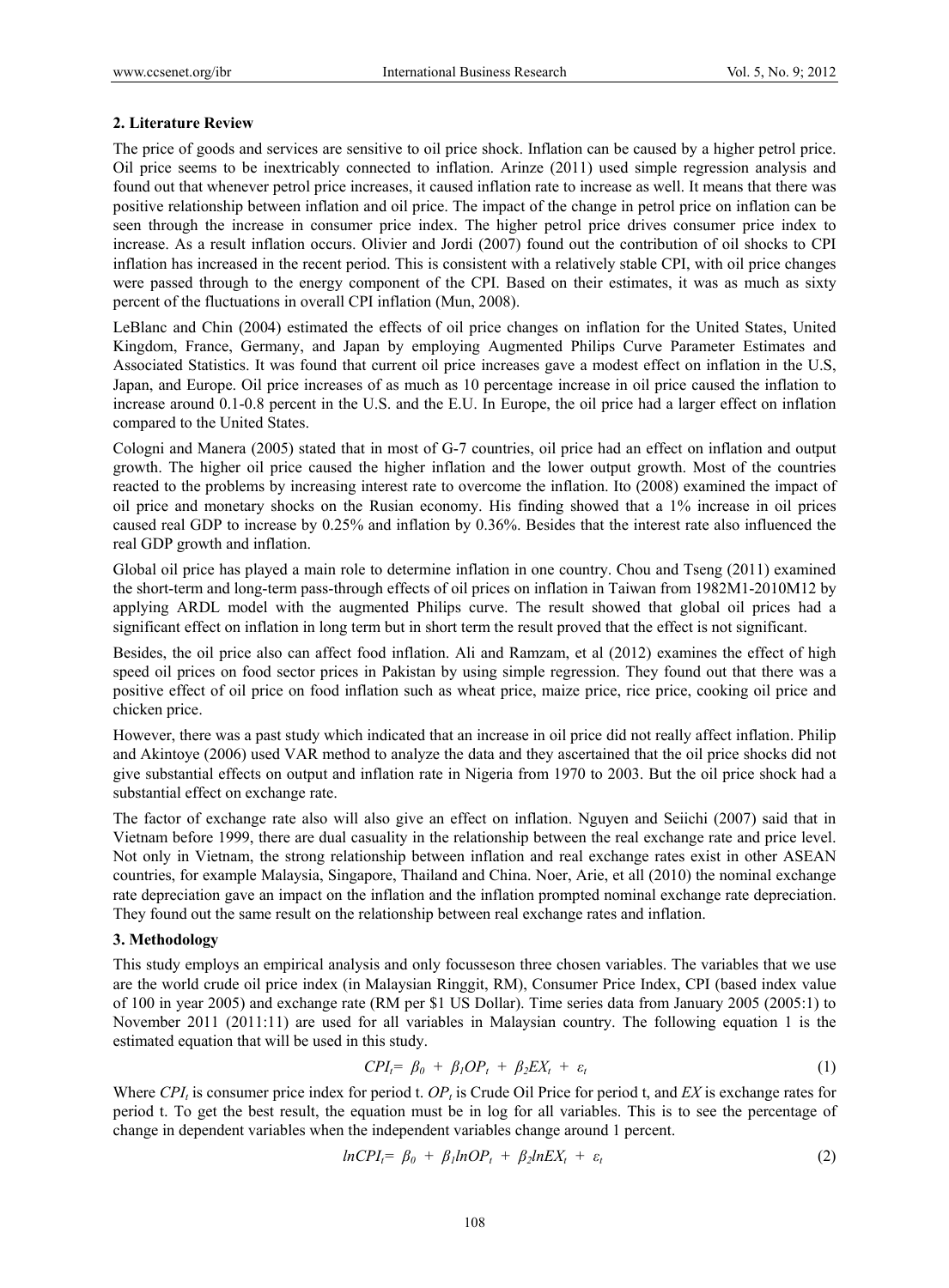## 2. Literature Review

The price of goods and services are sensitive to oil price shock. Inflation can be caused by a higher petrol price. Oil price seems to be inextricably connected to inflation. Arinze (2011) used simple regression analysis and found out that whenever petrol price increases, it caused inflation rate to increase as well. It means that there was positive relationship between inflation and oil price. The impact of the change in petrol price on inflation can be seen through the increase in consumer price index. The higher petrol price drives consumer price index to increase. As a result inflation occurs. Olivier and Jordi (2007) found out the contribution of oil shocks to CPI inflation has increased in the recent period. This is consistent with a relatively stable CPI, with oil price changes were passed through to the energy component of the CPI. Based on their estimates, it was as much as sixty percent of the fluctuations in overall CPI inflation (Mun, 2008).

LeBlanc and Chin (2004) estimated the effects of oil price changes on inflation for the United States, United Kingdom, France, Germany, and Japan by employing Augmented Philips Curve Parameter Estimates and Associated Statistics. It was found that current oil price increases gave a modest effect on inflation in the U.S, Japan, and Europe. Oil price increases of as much as 10 percentage increase in oil price caused the inflation to increase around 0.1-0.8 percent in the U.S. and the E.U. In Europe, the oil price had a larger effect on inflation compared to the United States.

Cologni and Manera (2005) stated that in most of G-7 countries, oil price had an effect on inflation and output growth. The higher oil price caused the higher inflation and the lower output growth. Most of the countries reacted to the problems by increasing interest rate to overcome the inflation. Ito (2008) examined the impact of oil price and monetary shocks on the Rusian economy. His finding showed that a 1% increase in oil prices caused real GDP to increase by 0.25% and inflation by 0.36%. Besides that the interest rate also influenced the real GDP growth and inflation.

Global oil price has played a main role to determine inflation in one country. Chou and Tseng (2011) examined the short-term and long-term pass-through effects of oil prices on inflation in Taiwan from 1982M1-2010M12 by applying ARDL model with the augmented Philips curve. The result showed that global oil prices had a significant effect on inflation in long term but in short term the result proved that the effect is not significant.

Besides, the oil price also can affect food inflation. Ali and Ramzam, et al (2012) examines the effect of high speed oil prices on food sector prices in Pakistan by using simple regression. They found out that there was a positive effect of oil price on food inflation such as wheat price, maize price, rice price, cooking oil price and chicken price.

However, there was a past study which indicated that an increase in oil price did not really affect inflation. Philip and Akintoye (2006) used VAR method to analyze the data and they ascertained that the oil price shocks did not give substantial effects on output and inflation rate in Nigeria from 1970 to 2003. But the oil price shock had a substantial effect on exchange rate.

The factor of exchange rate also will also give an effect on inflation. Nguyen and Seiichi (2007) said that in Vietnam before 1999, there are dual casuality in the relationship between the real exchange rate and price level. Not only in Vietnam, the strong relationship between inflation and real exchange rates exist in other ASEAN countries, for example Malaysia, Singapore, Thailand and China. Noer, Arie, et all (2010) the nominal exchange rate depreciation gave an impact on the inflation and the inflation prompted nominal exchange rate depreciation. They found out the same result on the relationship between real exchange rates and inflation.

## 3. Methodology

This study employs an empirical analysis and only focusseson three chosen variables. The variables that we use are the world crude oil price index (in Malaysian Ringgit, RM), Consumer Price Index, CPI (based index value of 100 in year 2005) and exchange rate (RM per $1 US Dollar). Time series data from January 2005 (2005:1) to November 2011 (2011:11) are used for all variables in Malaysian country. The following equation 1 is the estimated equation that will be used in this study.

$$CPI_t = \beta_0 + \beta_1 OP_t + \beta_2 EX_t + \varepsilon_t \tag{1}$$

Where $CPI_t$ is consumer price index for period t. $OP_t$ is Crude Oil Price for period t, and $EX$ is exchange rates for period t. To get the best result, the equation must be in log for all variables. This is to see the percentage of change in dependent variables when the independent variables change around 1 percent.

$$lnCPI_t = \beta_0 + \beta_1 lnOP_t + \beta_2 lnEX_t + \varepsilon_t \tag{2}$$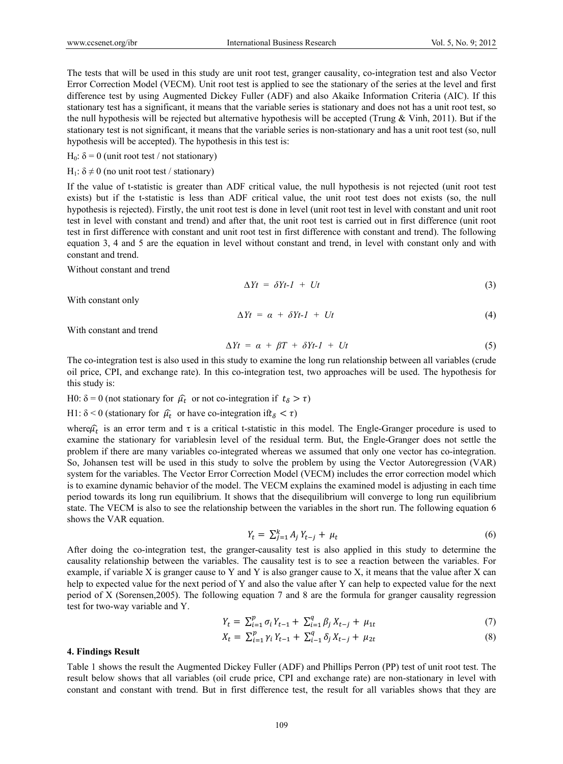The tests that will be used in this study are unit root test, granger causality, co-integration test and also Vector Error Correction Model (VECM). Unit root test is applied to see the stationary of the series at the level and first difference test by using Augmented Dickey Fuller (ADF) and also Akaike Information Criteria (AIC). If this stationary test has a significant, it means that the variable series is stationary and does not has a unit root test, so the null hypothesis will be rejected but alternative hypothesis will be accepted (Trung & Vinh, 2011). But if the stationary test is not significant, it means that the variable series is non-stationary and has a unit root test (so, null hypothesis will be accepted). The hypothesis in this test is:

$H_0$: $\delta = 0$ (unit root test / not stationary)

$H_1$: $\delta \neq 0$ (no unit root test / stationary)

If the value of t-statistic is greater than ADF critical value, the null hypothesis is not rejected (unit root test exists) but if the t-statistic is less than ADF critical value, the unit root test does not exists (so, the null hypothesis is rejected). Firstly, the unit root test is done in level (unit root test in level with constant and unit root test in level with constant and trend) and after that, the unit root test is carried out in first difference (unit root test in first difference with constant and unit root test in first difference with constant and trend). The following equation 3, 4 and 5 are the equation in level without constant and trend, in level with constant only and with constant and trend.

Without constant and trend

$$\Delta Yt = \delta Yt\text{-}1 + Ut \tag{3}$$

With constant only

$$\Delta Yt = \alpha + \delta Yt\text{-}1 + Ut \tag{4}$$

With constant and trend

$$\Delta Yt = \alpha + \beta T + \delta Yt\text{-}1 + Ut \tag{5}$$

The co-integration test is also used in this study to examine the long run relationship between all variables (crude oil price, CPI, and exchange rate). In this co-integration test, two approaches will be used. The hypothesis for this study is:

H0: $\delta = 0$ (not stationary for $\widehat{\mu_t}$ or not co-integration if $t_\delta > \tau$)

H1: $\delta < 0$ (stationary for $\widehat{\mu_t}$ or have co-integration if $t_\delta < \tau$)

where $\widehat{\mu_t}$ is an error term and $\tau$ is a critical t-statistic in this model. The Engle-Granger procedure is used to examine the stationary for variablesin level of the residual term. But, the Engle-Granger does not settle the problem if there are many variables co-integrated whereas we assumed that only one vector has co-integration. So, Johansen test will be used in this study to solve the problem by using the Vector Autoregression (VAR) system for the variables. The Vector Error Correction Model (VECM) includes the error correction model which is to examine dynamic behavior of the model. The VECM explains the examined model is adjusting in each time period towards its long run equilibrium. It shows that the disequilibrium will converge to long run equilibrium state. The VECM is also to see the relationship between the variables in the short run. The following equation 6 shows the VAR equation.

$$Y_t = \sum_{j=1}^{k} A_j Y_{t-j} + \mu_t \tag{6}$$

After doing the co-integration test, the granger-causality test is also applied in this study to determine the causality relationship between the variables. The causality test is to see a reaction between the variables. For example, if variable X is granger cause to Y and Y is also granger cause to X, it means that the value after X can help to expected value for the next period of Y and also the value after Y can help to expected value for the next period of X (Sorensen,2005). The following equation 7 and 8 are the formula for granger causality regression test for two-way variable and Y.

$$Y_t = \sum_{i=1}^{p} \sigma_i Y_{t-1} + \sum_{i=1}^{q} \beta_j X_{t-j} + \mu_{1t} \tag{7}$$

$$X_t = \sum_{i=1}^{p} \gamma_i Y_{t-1} + \sum_{i-1}^{q} \delta_j X_{t-j} + \mu_{2t} \tag{8}$$

## 4. Findings Result

Table 1 shows the result the Augmented Dickey Fuller (ADF) and Phillips Perron (PP) test of unit root test. The result below shows that all variables (oil crude price, CPI and exchange rate) are non-stationary in level with constant and constant with trend. But in first difference test, the result for all variables shows that they are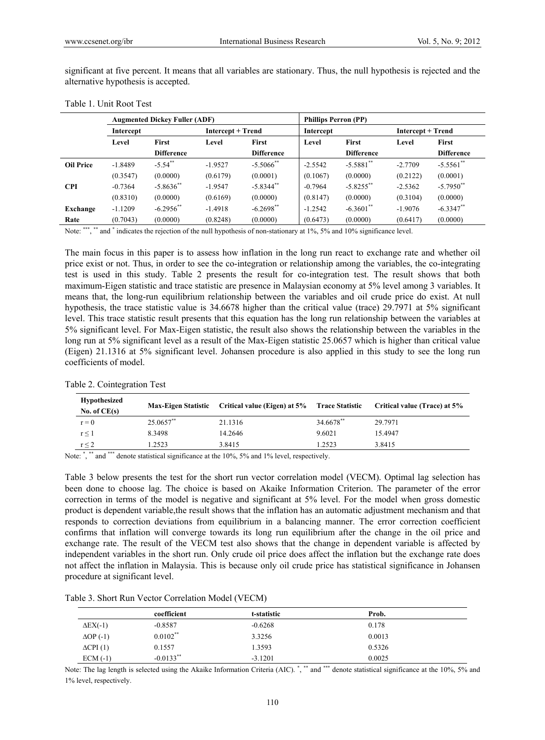significant at five percent. It means that all variables are stationary. Thus, the null hypothesis is rejected and the alternative hypothesis is accepted.

Table 1. Unit Root Test

| | Augmented Dickey Fuller (ADF) | | | | Phillips Perron (PP) | | | |
|---|---|---|---|---|---|---|---|---|
| | Intercept | | Intercept + Trend | | Intercept | | Intercept + Trend | |
| | Level | First Difference | Level | First Difference | Level | First Difference | Level | First Difference |
| **Oil Price** | -1.8489 | -5.54** | -1.9527 | -5.5066** | -2.5542 | -5.5881** | -2.7709 | -5.5561** |
| | (0.3547) | (0.0000) | (0.6179) | (0.0001) | (0.1067) | (0.0000) | (0.2122) | (0.0001) |
| **CPI** | -0.7364 | -5.8636** | -1.9547 | -5.8344** | -0.7964 | -5.8255** | -2.5362 | -5.7950** |
| | (0.8310) | (0.0000) | (0.6169) | (0.0000) | (0.8147) | (0.0000) | (0.3104) | (0.0000) |
| **Exchange** | -1.1209 | -6.2956** | -1.4918 | -6.2698** | -1.2542 | -6.3601** | -1.9076 | -6.3347** |
| **Rate** | (0.7043) | (0.0000) | (0.8248) | (0.0000) | (0.6473) | (0.0000) | (0.6417) | (0.0000) |

Note: ***, ** and * indicates the rejection of the null hypothesis of non-stationary at 1%, 5% and 10% significance level.

The main focus in this paper is to assess how inflation in the long run react to exchange rate and whether oil price exist or not. Thus, in order to see the co-integration or relationship among the variables, the co-integrating test is used in this study. Table 2 presents the result for co-integration test. The result shows that both maximum-Eigen statistic and trace statistic are presence in Malaysian economy at 5% level among 3 variables. It means that, the long-run equilibrium relationship between the variables and oil crude price do exist. At null hypothesis, the trace statistic value is 34.6678 higher than the critical value (trace) 29.7971 at 5% significant level. This trace statistic result presents that this equation has the long run relationship between the variables at 5% significant level. For Max-Eigen statistic, the result also shows the relationship between the variables in the long run at 5% significant level as a result of the Max-Eigen statistic 25.0657 which is higher than critical value (Eigen) 21.1316 at 5% significant level. Johansen procedure is also applied in this study to see the long run coefficients of model.

Table 2. Cointegration Test

| Hypothesized No. of CE(s) | Max-Eigen Statistic | Critical value (Eigen) at 5% | Trace Statistic | Critical value (Trace) at 5% |
|---|---|---|---|---|
| $r = 0$ | 25.0657** | 21.1316 | 34.6678** | 29.7971 |
| $r \leq 1$ | 8.3498 | 14.2646 | 9.6021 | 15.4947 |
| $r \leq 2$ | 1.2523 | 3.8415 | 1.2523 | 3.8415 |

Note: *, ** and *** denote statistical significance at the 10%, 5% and 1% level, respectively.

Table 3 below presents the test for the short run vector correlation model (VECM). Optimal lag selection has been done to choose lag. The choice is based on Akaike Information Criterion. The parameter of the error correction in terms of the model is negative and significant at 5% level. For the model when gross domestic product is dependent variable,the result shows that the inflation has an automatic adjustment mechanism and that responds to correction deviations from equilibrium in a balancing manner. The error correction coefficient confirms that inflation will converge towards its long run equilibrium after the change in the oil price and exchange rate. The result of the VECM test also shows that the change in dependent variable is affected by independent variables in the short run. Only crude oil price does affect the inflation but the exchange rate does not affect the inflation in Malaysia. This is because only oil crude price has statistical significance in Johansen procedure at significant level.

Table 3. Short Run Vector Correlation Model (VECM)

| | coefficient | t-statistic | Prob. |
|---|---|---|---|
| $\Delta$EX(-1) | -0.8587 | -0.6268 | 0.178 |
| $\Delta$OP (-1) | 0.0102** | 3.3256 | 0.0013 |
| $\Delta$CPI (1) | 0.1557 | 1.3593 | 0.5326 |
| ECM (-1) | -0.0133** | -3.1201 | 0.0025 |

Note: The lag length is selected using the Akaike Information Criteria (AIC). *, ** and *** denote statistical significance at the 10%, 5% and 1% level, respectively.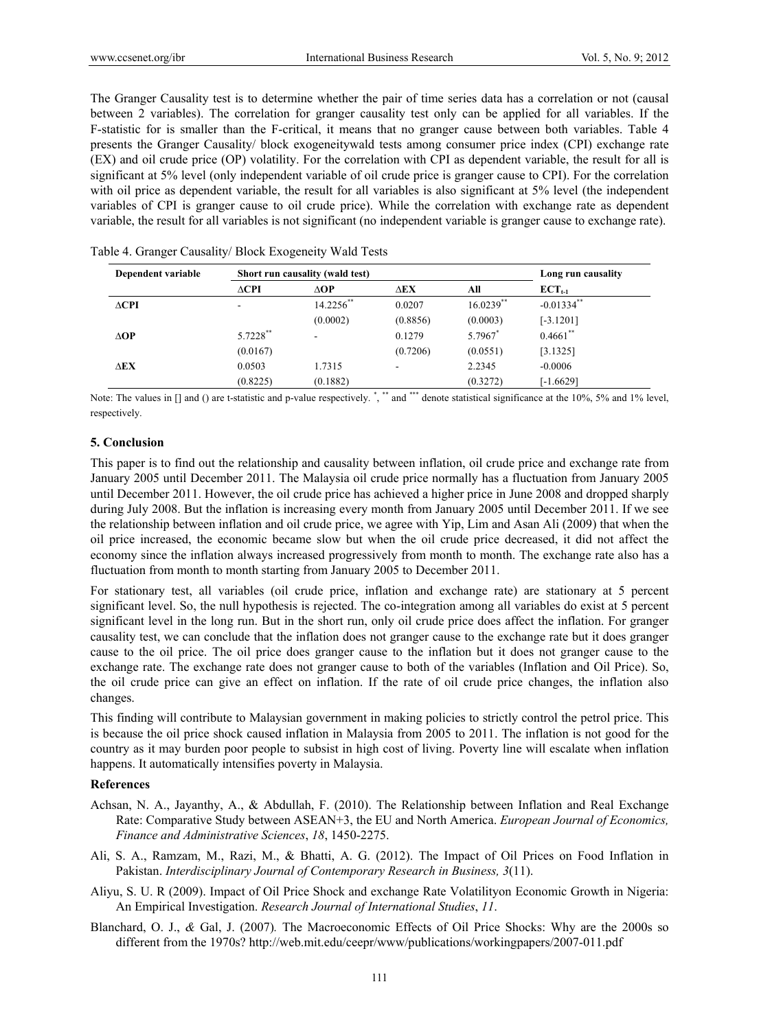The Granger Causality test is to determine whether the pair of time series data has a correlation or not (causal between 2 variables). The correlation for granger causality test only can be applied for all variables. If the F-statistic for is smaller than the F-critical, it means that no granger cause between both variables. Table 4 presents the Granger Causality/ block exogeneitywald tests among consumer price index (CPI) exchange rate (EX) and oil crude price (OP) volatility. For the correlation with CPI as dependent variable, the result for all is significant at 5% level (only independent variable of oil crude price is granger cause to CPI). For the correlation with oil price as dependent variable, the result for all variables is also significant at 5% level (the independent variables of CPI is granger cause to oil crude price). While the correlation with exchange rate as dependent variable, the result for all variables is not significant (no independent variable is granger cause to exchange rate).

Table 4. Granger Causality/ Block Exogeneity Wald Tests

| Dependent variable | Short run causality (wald test) | | | | Long run causality |
|---|---|---|---|---|---|
| | ΔCPI | ΔOP | ΔEX | All | $ECT_{t-1}$ |
| ΔCPI | - | 14.2256** | 0.0207 | 16.0239** | -0.01334** |
| | | (0.0002) | (0.8856) | (0.0003) | [-3.1201] |
| ΔOP | 5.7228** | - | 0.1279 | 5.7967* | 0.4661** |
| | (0.0167) | | (0.7206) | (0.0551) | [3.1325] |
| ΔEX | 0.0503 | 1.7315 | - | 2.2345 | -0.0006 |
| | (0.8225) | (0.1882) | | (0.3272) | [-1.6629] |

Note: The values in [] and () are t-statistic and p-value respectively. *, ** and *** denote statistical significance at the 10%, 5% and 1% level, respectively.

### 5. Conclusion

This paper is to find out the relationship and causality between inflation, oil crude price and exchange rate from January 2005 until December 2011. The Malaysia oil crude price normally has a fluctuation from January 2005 until December 2011. However, the oil crude price has achieved a higher price in June 2008 and dropped sharply during July 2008. But the inflation is increasing every month from January 2005 until December 2011. If we see the relationship between inflation and oil crude price, we agree with Yip, Lim and Asan Ali (2009) that when the oil price increased, the economic became slow but when the oil crude price decreased, it did not affect the economy since the inflation always increased progressively from month to month. The exchange rate also has a fluctuation from month to month starting from January 2005 to December 2011.

For stationary test, all variables (oil crude price, inflation and exchange rate) are stationary at 5 percent significant level. So, the null hypothesis is rejected. The co-integration among all variables do exist at 5 percent significant level in the long run. But in the short run, only oil crude price does affect the inflation. For granger causality test, we can conclude that the inflation does not granger cause to the exchange rate but it does granger cause to the oil price. The oil price does granger cause to the inflation but it does not granger cause to the exchange rate. The exchange rate does not granger cause to both of the variables (Inflation and Oil Price). So, the oil crude price can give an effect on inflation. If the rate of oil crude price changes, the inflation also changes.

This finding will contribute to Malaysian government in making policies to strictly control the petrol price. This is because the oil price shock caused inflation in Malaysia from 2005 to 2011. The inflation is not good for the country as it may burden poor people to subsist in high cost of living. Poverty line will escalate when inflation happens. It automatically intensifies poverty in Malaysia.

### References

Achsan, N. A., Jayanthy, A., & Abdullah, F. (2010). The Relationship between Inflation and Real Exchange Rate: Comparative Study between ASEAN+3, the EU and North America. *European Journal of Economics, Finance and Administrative Sciences*, *18*, 1450-2275.

Ali, S. A., Ramzam, M., Razi, M., & Bhatti, A. G. (2012). The Impact of Oil Prices on Food Inflation in Pakistan. *Interdisciplinary Journal of Contemporary Research in Business, 3*(11).

Aliyu, S. U. R (2009). Impact of Oil Price Shock and exchange Rate Volatilityon Economic Growth in Nigeria: An Empirical Investigation. *Research Journal of International Studies*, *11*.

Blanchard, O. J., *&* Gal, J. (2007)*.* The Macroeconomic Effects of Oil Price Shocks: Why are the 2000s so different from the 1970s? http://web.mit.edu/ceepr/www/publications/workingpapers/2007-011.pdf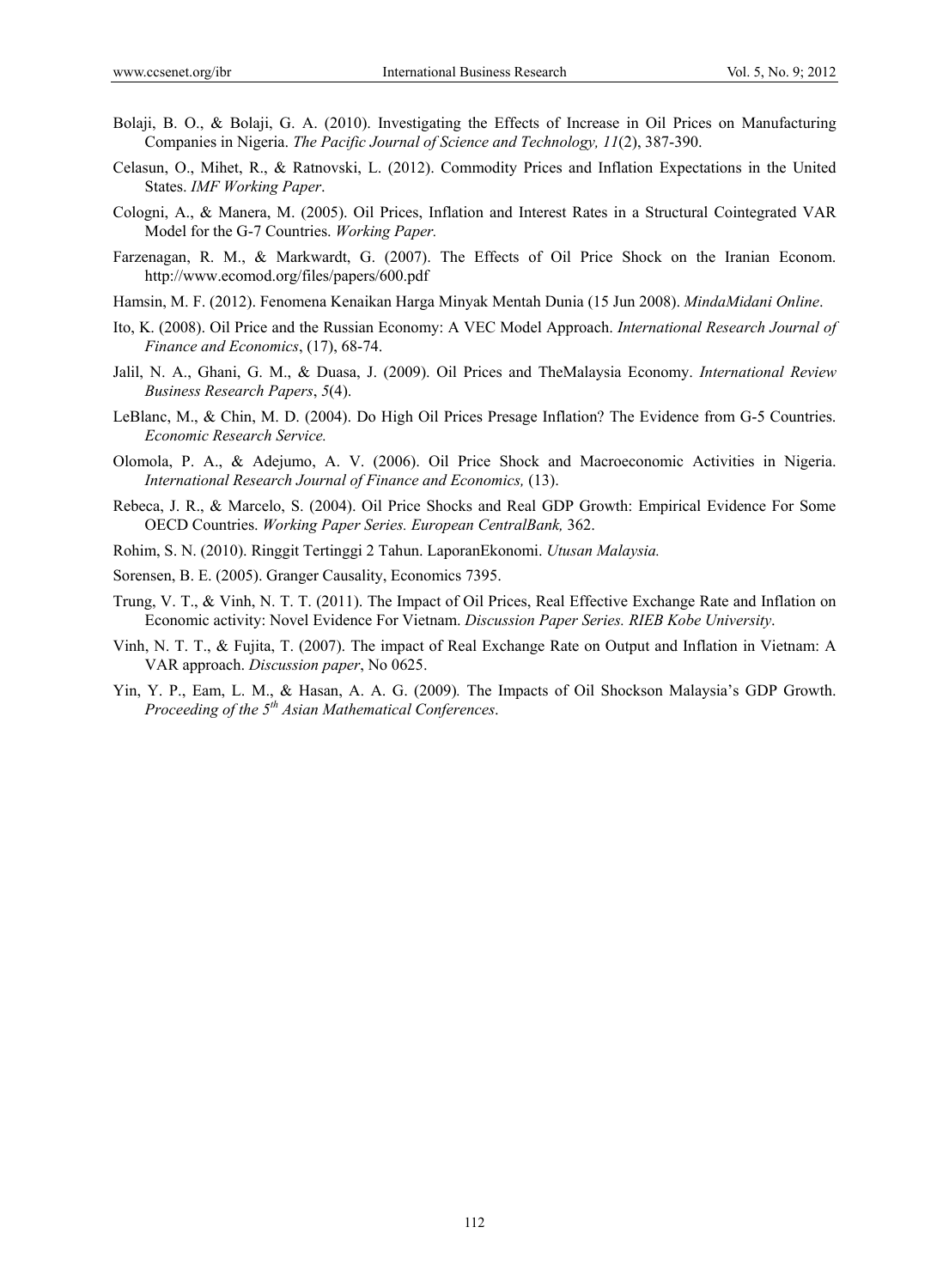Bolaji, B. O., & Bolaji, G. A. (2010). Investigating the Effects of Increase in Oil Prices on Manufacturing Companies in Nigeria. *The Pacific Journal of Science and Technology, 11*(2), 387-390.

Celasun, O., Mihet, R., & Ratnovski, L. (2012). Commodity Prices and Inflation Expectations in the United States. *IMF Working Paper*.

Cologni, A., & Manera, M. (2005). Oil Prices, Inflation and Interest Rates in a Structural Cointegrated VAR Model for the G-7 Countries. *Working Paper.*

Farzenagan, R. M., & Markwardt, G. (2007). The Effects of Oil Price Shock on the Iranian Econom. http://www.ecomod.org/files/papers/600.pdf

Hamsin, M. F. (2012). Fenomena Kenaikan Harga Minyak Mentah Dunia (15 Jun 2008). *MindaMidani Online*.

Ito, K. (2008). Oil Price and the Russian Economy: A VEC Model Approach. *International Research Journal of Finance and Economics*, (17), 68-74.

Jalil, N. A., Ghani, G. M., & Duasa, J. (2009). Oil Prices and TheMalaysia Economy. *International Review Business Research Papers*, *5*(4).

LeBlanc, M., & Chin, M. D. (2004). Do High Oil Prices Presage Inflation? The Evidence from G-5 Countries. *Economic Research Service.*

Olomola, P. A., & Adejumo, A. V. (2006). Oil Price Shock and Macroeconomic Activities in Nigeria. *International Research Journal of Finance and Economics,* (13).

Rebeca, J. R., & Marcelo, S. (2004). Oil Price Shocks and Real GDP Growth: Empirical Evidence For Some OECD Countries. *Working Paper Series. European CentralBank,* 362.

Rohim, S. N. (2010). Ringgit Tertinggi 2 Tahun. LaporanEkonomi. *Utusan Malaysia.*

Sorensen, B. E. (2005). Granger Causality, Economics 7395.

Trung, V. T., & Vinh, N. T. T. (2011). The Impact of Oil Prices, Real Effective Exchange Rate and Inflation on Economic activity: Novel Evidence For Vietnam. *Discussion Paper Series. RIEB Kobe University*.

Vinh, N. T. T., & Fujita, T. (2007). The impact of Real Exchange Rate on Output and Inflation in Vietnam: A VAR approach. *Discussion paper*, No 0625.

Yin, Y. P., Eam, L. M., & Hasan, A. A. G. (2009). The Impacts of Oil Shockson Malaysia's GDP Growth. *Proceeding of the 5th Asian Mathematical Conferences*.